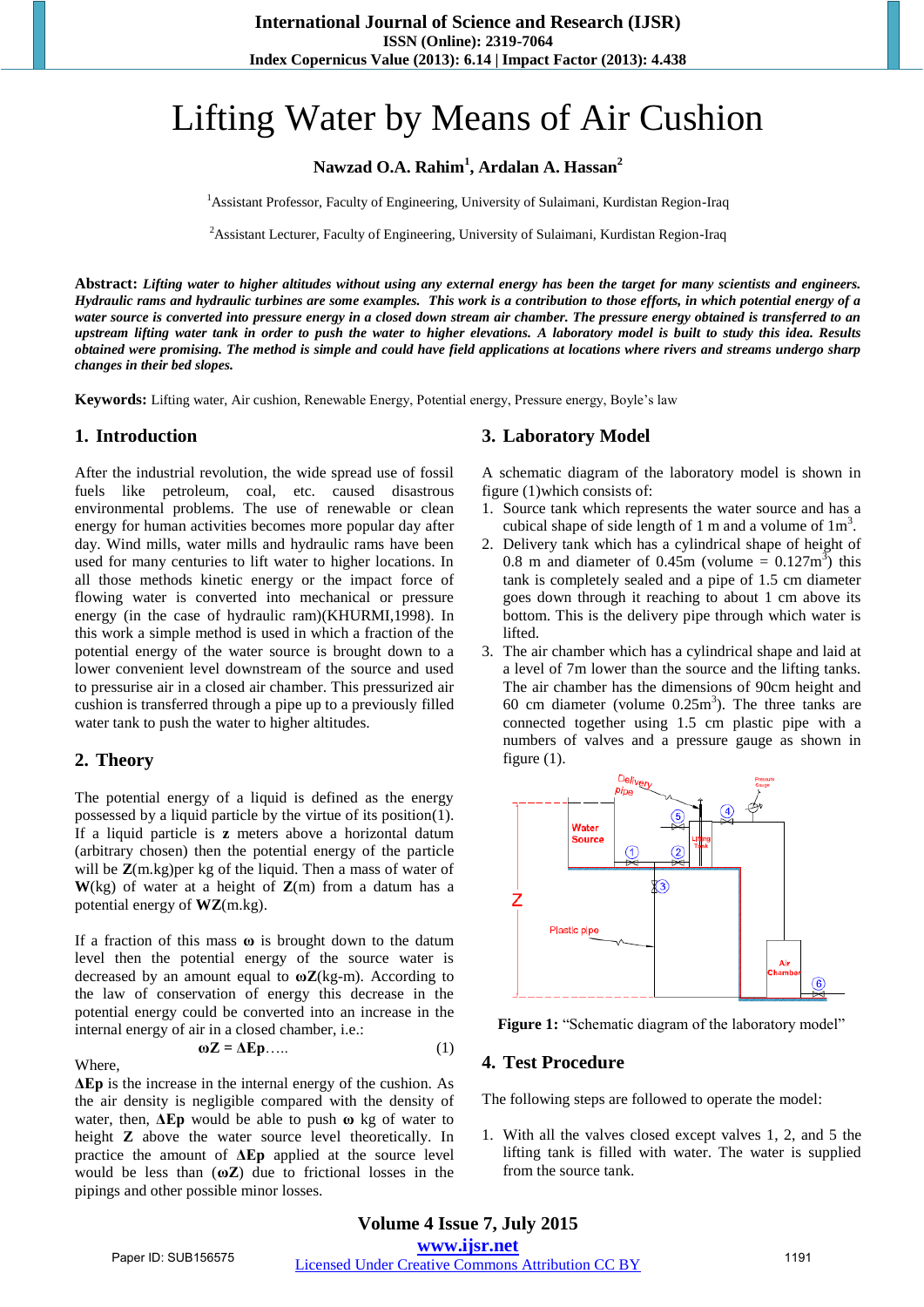# Lifting Water by Means of Air Cushion

**Nawzad O.A. Rahim[1], Ardalan A. Hassan[2]**

[1]Assistant Professor, Faculty of Engineering, University of Sulaimani, Kurdistan Region-Iraq

[2]Assistant Lecturer, Faculty of Engineering, University of Sulaimani, Kurdistan Region-Iraq

**Abstract:** ***Lifting water to higher altitudes without using any external energy has been the target for many scientists and engineers. Hydraulic rams and hydraulic turbines are some examples. This work is a contribution to those efforts, in which potential energy of a water source is converted into pressure energy in a closed down stream air chamber. The pressure energy obtained is transferred to an upstream lifting water tank in order to push the water to higher elevations. A laboratory model is built to study this idea. Results obtained were promising. The method is simple and could have field applications at locations where rivers and streams undergo sharp changes in their bed slopes.***

**Keywords:** Lifting water, Air cushion, Renewable Energy, Potential energy, Pressure energy, Boyle's law

## 1. Introduction

After the industrial revolution, the wide spread use of fossil fuels like petroleum, coal, etc. caused disastrous environmental problems. The use of renewable or clean energy for human activities becomes more popular day after day. Wind mills, water mills and hydraulic rams have been used for many centuries to lift water to higher locations. In all those methods kinetic energy or the impact force of flowing water is converted into mechanical or pressure energy (in the case of hydraulic ram)(KHURMI,1998). In this work a simple method is used in which a fraction of the potential energy of the water source is brought down to a lower convenient level downstream of the source and used to pressurise air in a closed air chamber. This pressurized air cushion is transferred through a pipe up to a previously filled water tank to push the water to higher altitudes.

## 2. Theory

The potential energy of a liquid is defined as the energy possessed by a liquid particle by the virtue of its position(1). If a liquid particle is **z** meters above a horizontal datum (arbitrary chosen) then the potential energy of the particle will be **Z**(m.kg)per kg of the liquid. Then a mass of water of **W**(kg) of water at a height of **Z**(m) from a datum has a potential energy of **WZ**(m.kg).

If a fraction of this mass **ω** is brought down to the datum level then the potential energy of the source water is decreased by an amount equal to **ωZ**(kg-m). According to the law of conservation of energy this decrease in the potential energy could be converted into an increase in the internal energy of air in a closed chamber, i.e.:

$$\omega Z = \Delta E_p \ldots.. \quad (1)$$

Where,

**ΔEp** is the increase in the internal energy of the cushion. As the air density is negligible compared with the density of water, then, **ΔEp** would be able to push **ω** kg of water to height **Z** above the water source level theoretically. In practice the amount of **ΔEp** applied at the source level would be less than (**ωZ**) due to frictional losses in the pipings and other possible minor losses.

## 3. Laboratory Model

A schematic diagram of the laboratory model is shown in figure (1)which consists of:

1. Source tank which represents the water source and has a cubical shape of side length of 1 m and a volume of $1m^3$.
2. Delivery tank which has a cylindrical shape of height of 0.8 m and diameter of 0.45m (volume = $0.127m^3$) this tank is completely sealed and a pipe of 1.5 cm diameter goes down through it reaching to about 1 cm above its bottom. This is the delivery pipe through which water is lifted.
3. The air chamber which has a cylindrical shape and laid at a level of 7m lower than the source and the lifting tanks. The air chamber has the dimensions of 90cm height and 60 cm diameter (volume $0.25m^3$). The three tanks are connected together using 1.5 cm plastic pipe with a numbers of valves and a pressure gauge as shown in figure (1).

**Figure 1:** "Schematic diagram of the laboratory model"

## 4. Test Procedure

The following steps are followed to operate the model:

1. With all the valves closed except valves 1, 2, and 5 the lifting tank is filled with water. The water is supplied from the source tank.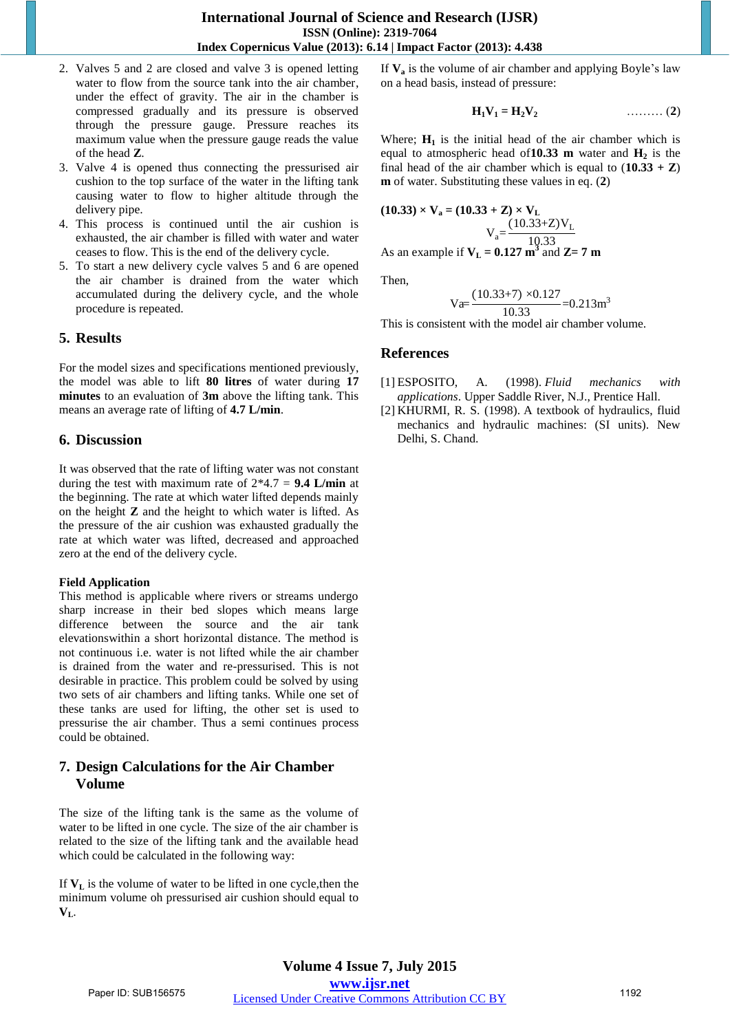2. Valves 5 and 2 are closed and valve 3 is opened letting water to flow from the source tank into the air chamber, under the effect of gravity. The air in the chamber is compressed gradually and its pressure is observed through the pressure gauge. Pressure reaches its maximum value when the pressure gauge reads the value of the head **Z**.
3. Valve 4 is opened thus connecting the pressurised air cushion to the top surface of the water in the lifting tank causing water to flow to higher altitude through the delivery pipe.
4. This process is continued until the air cushion is exhausted, the air chamber is filled with water and water ceases to flow. This is the end of the delivery cycle.
5. To start a new delivery cycle valves 5 and 6 are opened the air chamber is drained from the water which accumulated during the delivery cycle, and the whole procedure is repeated.

## 5. Results

For the model sizes and specifications mentioned previously, the model was able to lift **80 litres** of water during **17 minutes** to an evaluation of **3m** above the lifting tank. This means an average rate of lifting of **4.7 L/min**.

## 6. Discussion

It was observed that the rate of lifting water was not constant during the test with maximum rate of 2*4.7 = **9.4 L/min** at the beginning. The rate at which water lifted depends mainly on the height **Z** and the height to which water is lifted. As the pressure of the air cushion was exhausted gradually the rate at which water was lifted, decreased and approached zero at the end of the delivery cycle.

**Field Application**

This method is applicable where rivers or streams undergo sharp increase in their bed slopes which means large difference between the source and the air tank elevationswithin a short horizontal distance. The method is not continuous i.e. water is not lifted while the air chamber is drained from the water and re-pressurised. This is not desirable in practice. This problem could be solved by using two sets of air chambers and lifting tanks. While one set of these tanks are used for lifting, the other set is used to pressurise the air chamber. Thus a semi continues process could be obtained.

## 7. Design Calculations for the Air Chamber Volume

The size of the lifting tank is the same as the volume of water to be lifted in one cycle. The size of the air chamber is related to the size of the lifting tank and the available head which could be calculated in the following way:

If $V_L$ is the volume of water to be lifted in one cycle,then the minimum volume oh pressurised air cushion should equal to $V_L$.

If $V_a$ is the volume of air chamber and applying Boyle's law on a head basis, instead of pressure:

$$H_1V_1 = H_2V_2 \quad \text{......... (2)}$$

Where; $H_1$ is the initial head of the air chamber which is equal to atmospheric head of**10.33 m** water and $H_2$ is the final head of the air chamber which is equal to (**10.33 + Z**) **m** of water. Substituting these values in eq. (**2**)

$$(10.33) \times V_a = (10.33 + Z) \times V_L$$

$$V_a = \frac{(10.33+Z)V_L}{10.33}$$

As an example if $V_L = 0.127\ m^3$ and **Z= 7 m**

Then,

$$Va = \frac{(10.33+7) \times 0.127}{10.33} = 0.213m^3$$

This is consistent with the model air chamber volume.

## References

[1] ESPOSITO, A. (1998). *Fluid mechanics with applications*. Upper Saddle River, N.J., Prentice Hall.

[2] KHURMI, R. S. (1998). A textbook of hydraulics, fluid mechanics and hydraulic machines: (SI units). New Delhi, S. Chand.